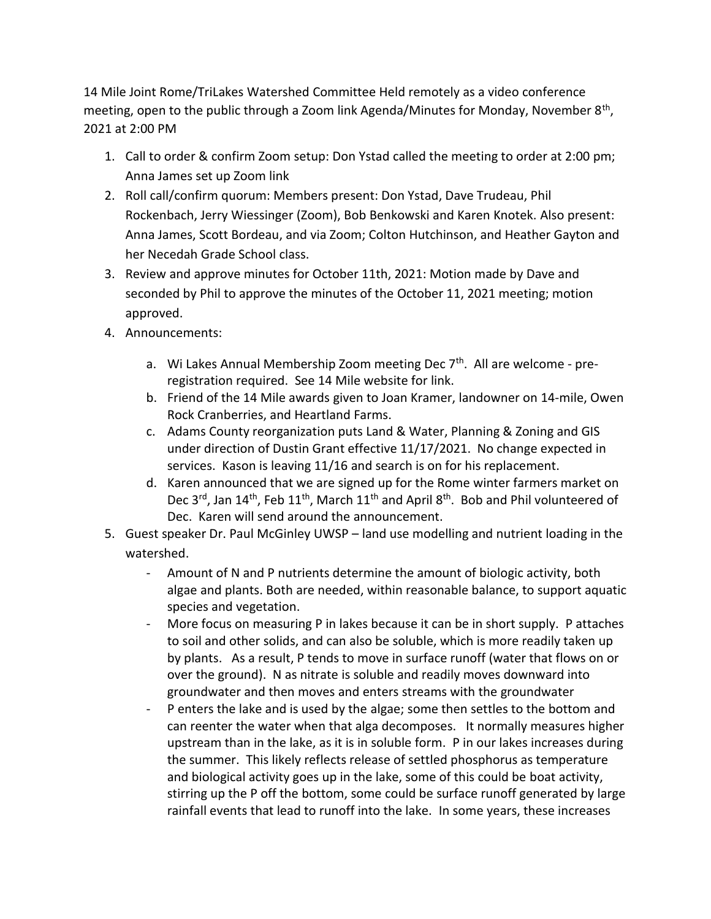14 Mile Joint Rome/TriLakes Watershed Committee Held remotely as a video conference meeting, open to the public through a Zoom link Agenda/Minutes for Monday, November 8th, 2021 at 2:00 PM

1. Call to order & confirm Zoom setup: Don Ystad called the meeting to order at 2:00 pm; Anna James set up Zoom link
2. Roll call/confirm quorum: Members present: Don Ystad, Dave Trudeau, Phil Rockenbach, Jerry Wiessinger (Zoom), Bob Benkowski and Karen Knotek. Also present: Anna James, Scott Bordeau, and via Zoom; Colton Hutchinson, and Heather Gayton and her Necedah Grade School class.
3. Review and approve minutes for October 11th, 2021: Motion made by Dave and seconded by Phil to approve the minutes of the October 11, 2021 meeting; motion approved.
4. Announcements:
    a. Wi Lakes Annual Membership Zoom meeting Dec 7th. All are welcome - pre-registration required. See 14 Mile website for link.
    b. Friend of the 14 Mile awards given to Joan Kramer, landowner on 14-mile, Owen Rock Cranberries, and Heartland Farms.
    c. Adams County reorganization puts Land & Water, Planning & Zoning and GIS under direction of Dustin Grant effective 11/17/2021. No change expected in services. Kason is leaving 11/16 and search is on for his replacement.
    d. Karen announced that we are signed up for the Rome winter farmers market on Dec 3rd, Jan 14th, Feb 11th, March 11th and April 8th. Bob and Phil volunteered of Dec. Karen will send around the announcement.
5. Guest speaker Dr. Paul McGinley UWSP – land use modelling and nutrient loading in the watershed.
    - Amount of N and P nutrients determine the amount of biologic activity, both algae and plants. Both are needed, within reasonable balance, to support aquatic species and vegetation.
    - More focus on measuring P in lakes because it can be in short supply. P attaches to soil and other solids, and can also be soluble, which is more readily taken up by plants. As a result, P tends to move in surface runoff (water that flows on or over the ground). N as nitrate is soluble and readily moves downward into groundwater and then moves and enters streams with the groundwater
    - P enters the lake and is used by the algae; some then settles to the bottom and can reenter the water when that alga decomposes. It normally measures higher upstream than in the lake, as it is in soluble form. P in our lakes increases during the summer. This likely reflects release of settled phosphorus as temperature and biological activity goes up in the lake, some of this could be boat activity, stirring up the P off the bottom, some could be surface runoff generated by large rainfall events that lead to runoff into the lake. In some years, these increases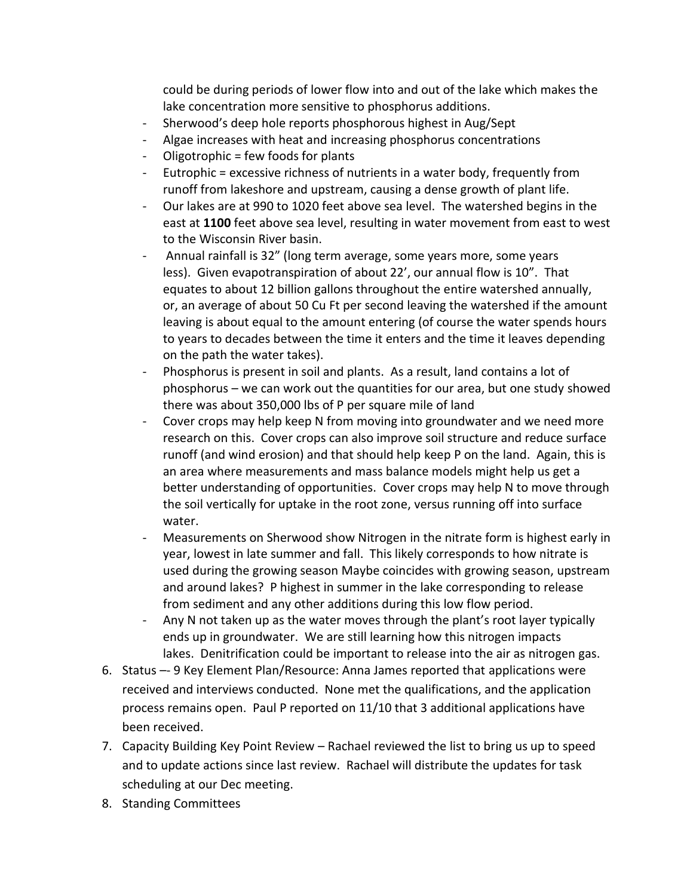could be during periods of lower flow into and out of the lake which makes the lake concentration more sensitive to phosphorus additions.

- Sherwood's deep hole reports phosphorous highest in Aug/Sept
- Algae increases with heat and increasing phosphorus concentrations
- Oligotrophic = few foods for plants
- Eutrophic = excessive richness of nutrients in a water body, frequently from runoff from lakeshore and upstream, causing a dense growth of plant life.
- Our lakes are at 990 to 1020 feet above sea level. The watershed begins in the east at **1100** feet above sea level, resulting in water movement from east to west to the Wisconsin River basin.
- Annual rainfall is 32" (long term average, some years more, some years less). Given evapotranspiration of about 22', our annual flow is 10". That equates to about 12 billion gallons throughout the entire watershed annually, or, an average of about 50 Cu Ft per second leaving the watershed if the amount leaving is about equal to the amount entering (of course the water spends hours to years to decades between the time it enters and the time it leaves depending on the path the water takes).
- Phosphorus is present in soil and plants. As a result, land contains a lot of phosphorus – we can work out the quantities for our area, but one study showed there was about 350,000 lbs of P per square mile of land
- Cover crops may help keep N from moving into groundwater and we need more research on this. Cover crops can also improve soil structure and reduce surface runoff (and wind erosion) and that should help keep P on the land. Again, this is an area where measurements and mass balance models might help us get a better understanding of opportunities. Cover crops may help N to move through the soil vertically for uptake in the root zone, versus running off into surface water.
- Measurements on Sherwood show Nitrogen in the nitrate form is highest early in year, lowest in late summer and fall. This likely corresponds to how nitrate is used during the growing season Maybe coincides with growing season, upstream and around lakes? P highest in summer in the lake corresponding to release from sediment and any other additions during this low flow period.
- Any N not taken up as the water moves through the plant's root layer typically ends up in groundwater. We are still learning how this nitrogen impacts lakes. Denitrification could be important to release into the air as nitrogen gas.

6. Status –- 9 Key Element Plan/Resource: Anna James reported that applications were received and interviews conducted. None met the qualifications, and the application process remains open. Paul P reported on 11/10 that 3 additional applications have been received.
7. Capacity Building Key Point Review – Rachael reviewed the list to bring us up to speed and to update actions since last review. Rachael will distribute the updates for task scheduling at our Dec meeting.
8. Standing Committees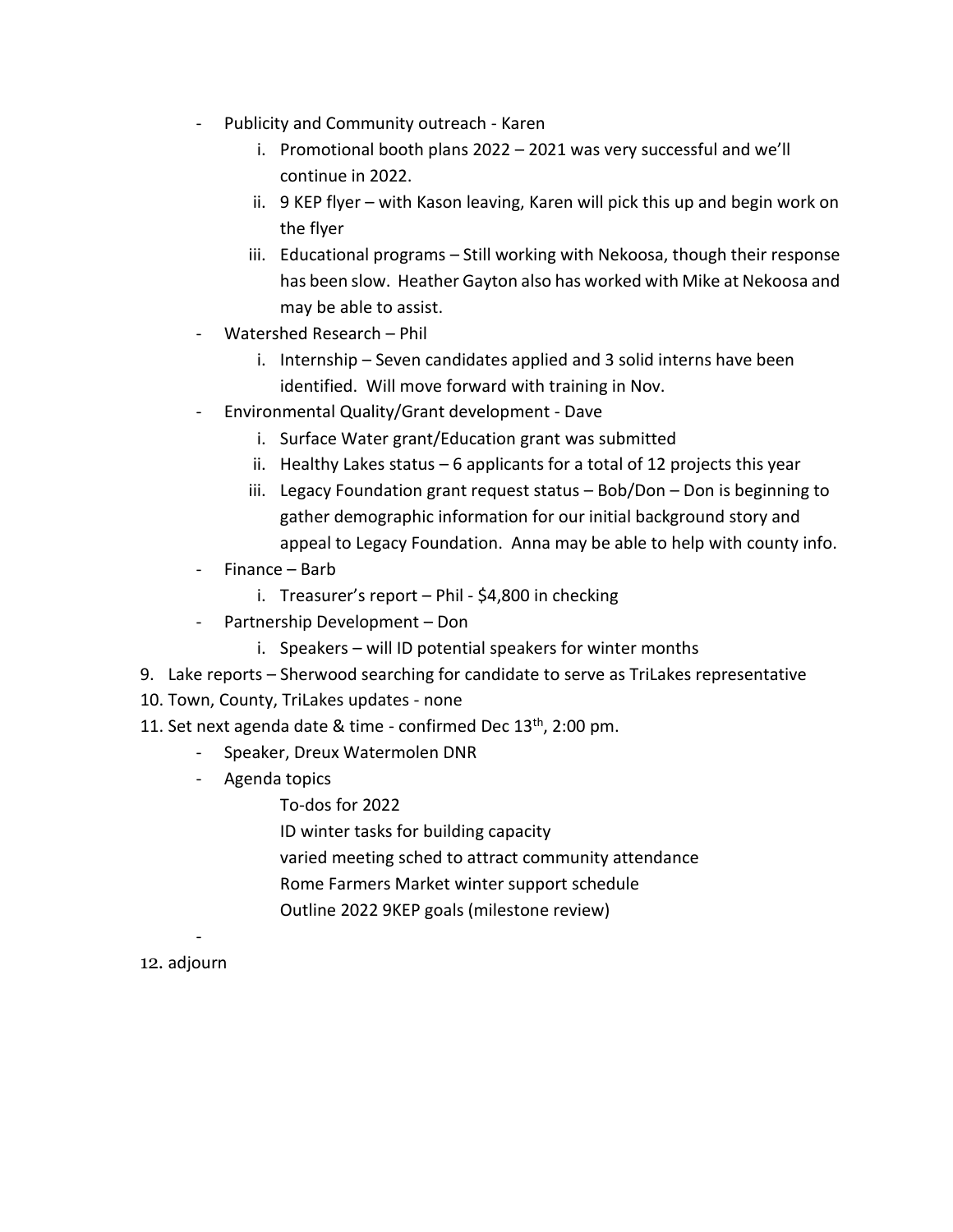- Publicity and Community outreach - Karen
    i. Promotional booth plans 2022 – 2021 was very successful and we'll continue in 2022.
    ii. 9 KEP flyer – with Kason leaving, Karen will pick this up and begin work on the flyer
    iii. Educational programs – Still working with Nekoosa, though their response has been slow. Heather Gayton also has worked with Mike at Nekoosa and may be able to assist.
- Watershed Research – Phil
    i. Internship – Seven candidates applied and 3 solid interns have been identified. Will move forward with training in Nov.
- Environmental Quality/Grant development - Dave
    i. Surface Water grant/Education grant was submitted
    ii. Healthy Lakes status – 6 applicants for a total of 12 projects this year
    iii. Legacy Foundation grant request status – Bob/Don – Don is beginning to gather demographic information for our initial background story and appeal to Legacy Foundation. Anna may be able to help with county info.
- Finance – Barb
    i. Treasurer's report – Phil - $4,800 in checking
- Partnership Development – Don
    i. Speakers – will ID potential speakers for winter months

9. Lake reports – Sherwood searching for candidate to serve as TriLakes representative
10. Town, County, TriLakes updates - none
11. Set next agenda date & time - confirmed Dec 13th, 2:00 pm.
    - Speaker, Dreux Watermolen DNR
    - Agenda topics

        To-dos for 2022

        ID winter tasks for building capacity

        varied meeting sched to attract community attendance

        Rome Farmers Market winter support schedule

        Outline 2022 9KEP goals (milestone review)

    -
12. adjourn